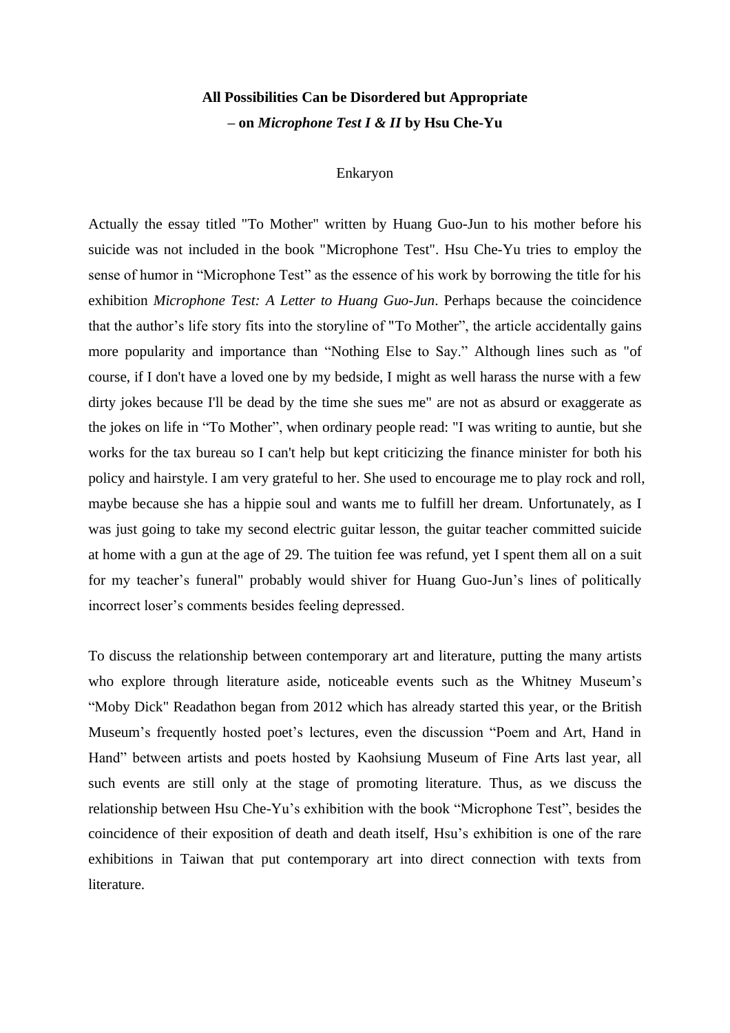# All Possibilities Can be Disordered but Appropriate
## – on *Microphone Test I & II* by Hsu Che-Yu

Enkaryon

Actually the essay titled "To Mother" written by Huang Guo-Jun to his mother before his suicide was not included in the book "Microphone Test". Hsu Che-Yu tries to employ the sense of humor in "Microphone Test" as the essence of his work by borrowing the title for his exhibition *Microphone Test: A Letter to Huang Guo-Jun*. Perhaps because the coincidence that the author's life story fits into the storyline of "To Mother", the article accidentally gains more popularity and importance than "Nothing Else to Say." Although lines such as "of course, if I don't have a loved one by my bedside, I might as well harass the nurse with a few dirty jokes because I'll be dead by the time she sues me" are not as absurd or exaggerate as the jokes on life in "To Mother", when ordinary people read: "I was writing to auntie, but she works for the tax bureau so I can't help but kept criticizing the finance minister for both his policy and hairstyle. I am very grateful to her. She used to encourage me to play rock and roll, maybe because she has a hippie soul and wants me to fulfill her dream. Unfortunately, as I was just going to take my second electric guitar lesson, the guitar teacher committed suicide at home with a gun at the age of 29. The tuition fee was refund, yet I spent them all on a suit for my teacher's funeral" probably would shiver for Huang Guo-Jun's lines of politically incorrect loser's comments besides feeling depressed.

To discuss the relationship between contemporary art and literature, putting the many artists who explore through literature aside, noticeable events such as the Whitney Museum's "Moby Dick" Readathon began from 2012 which has already started this year, or the British Museum's frequently hosted poet's lectures, even the discussion "Poem and Art, Hand in Hand" between artists and poets hosted by Kaohsiung Museum of Fine Arts last year, all such events are still only at the stage of promoting literature. Thus, as we discuss the relationship between Hsu Che-Yu's exhibition with the book "Microphone Test", besides the coincidence of their exposition of death and death itself, Hsu's exhibition is one of the rare exhibitions in Taiwan that put contemporary art into direct connection with texts from literature.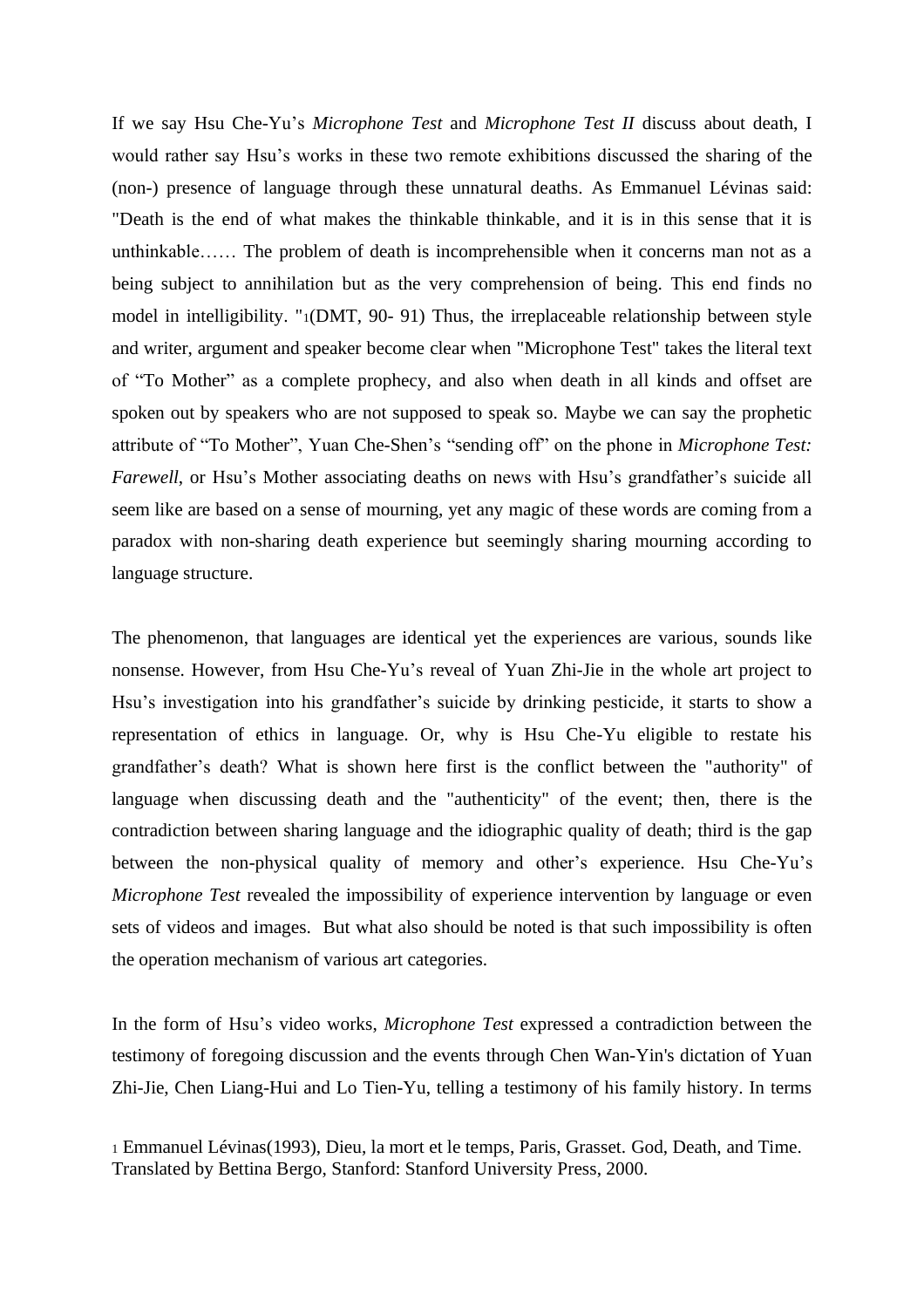If we say Hsu Che-Yu's *Microphone Test* and *Microphone Test II* discuss about death, I would rather say Hsu's works in these two remote exhibitions discussed the sharing of the (non-) presence of language through these unnatural deaths. As Emmanuel Lévinas said: "Death is the end of what makes the thinkable thinkable, and it is in this sense that it is unthinkable…… The problem of death is incomprehensible when it concerns man not as a being subject to annihilation but as the very comprehension of being. This end finds no model in intelligibility. "[1](DMT, 90- 91) Thus, the irreplaceable relationship between style and writer, argument and speaker become clear when "Microphone Test" takes the literal text of "To Mother" as a complete prophecy, and also when death in all kinds and offset are spoken out by speakers who are not supposed to speak so. Maybe we can say the prophetic attribute of "To Mother", Yuan Che-Shen's "sending off" on the phone in *Microphone Test: Farewell*, or Hsu's Mother associating deaths on news with Hsu's grandfather's suicide all seem like are based on a sense of mourning, yet any magic of these words are coming from a paradox with non-sharing death experience but seemingly sharing mourning according to language structure.

The phenomenon, that languages are identical yet the experiences are various, sounds like nonsense. However, from Hsu Che-Yu's reveal of Yuan Zhi-Jie in the whole art project to Hsu's investigation into his grandfather's suicide by drinking pesticide, it starts to show a representation of ethics in language. Or, why is Hsu Che-Yu eligible to restate his grandfather's death? What is shown here first is the conflict between the "authority" of language when discussing death and the "authenticity" of the event; then, there is the contradiction between sharing language and the idiographic quality of death; third is the gap between the non-physical quality of memory and other's experience. Hsu Che-Yu's *Microphone Test* revealed the impossibility of experience intervention by language or even sets of videos and images. But what also should be noted is that such impossibility is often the operation mechanism of various art categories.

In the form of Hsu's video works, *Microphone Test* expressed a contradiction between the testimony of foregoing discussion and the events through Chen Wan-Yin's dictation of Yuan Zhi-Jie, Chen Liang-Hui and Lo Tien-Yu, telling a testimony of his family history. In terms

[1] Emmanuel Lévinas(1993), Dieu, la mort et le temps, Paris, Grasset. God, Death, and Time. Translated by Bettina Bergo, Stanford: Stanford University Press, 2000.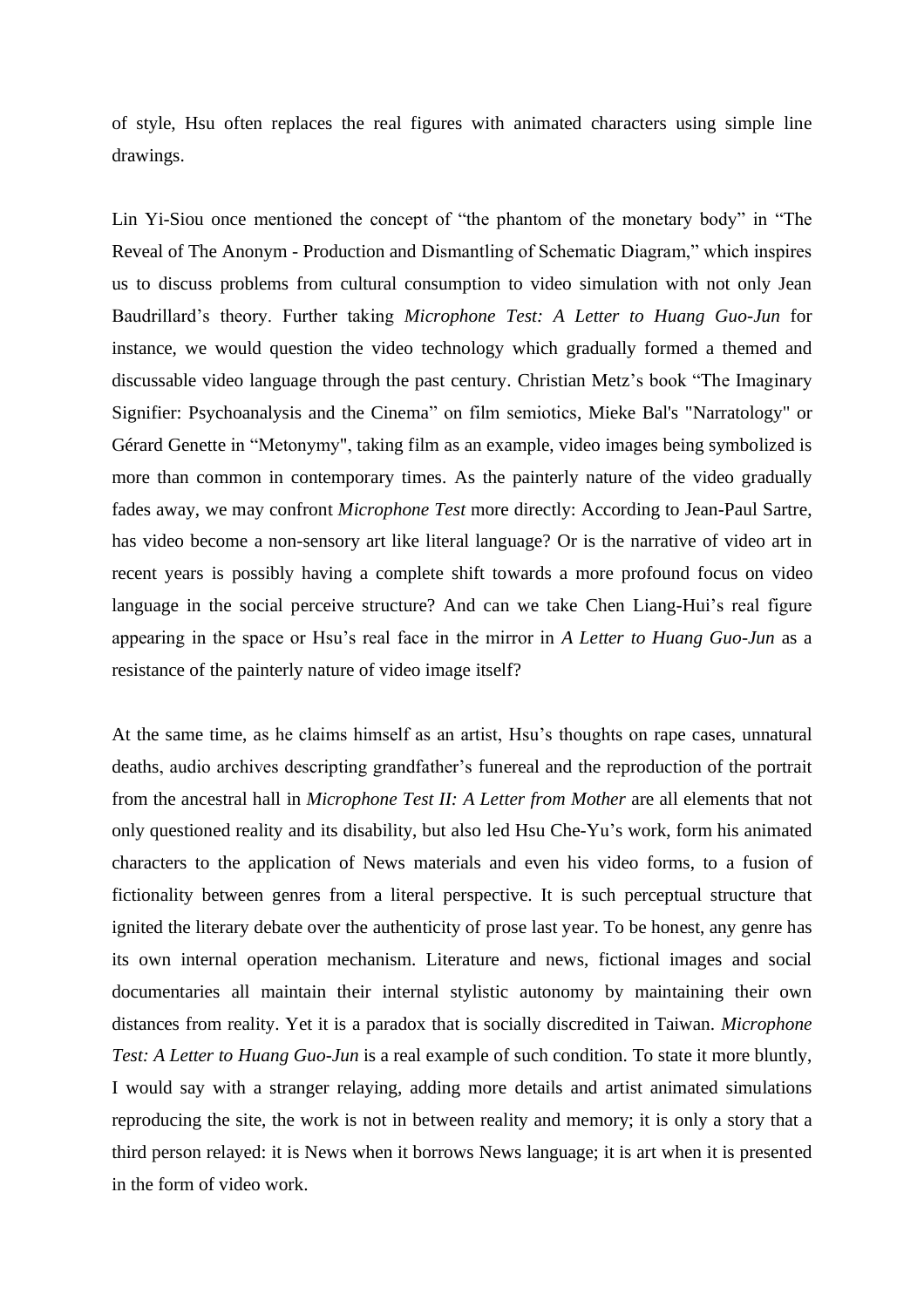of style, Hsu often replaces the real figures with animated characters using simple line drawings.

Lin Yi-Siou once mentioned the concept of "the phantom of the monetary body" in "The Reveal of The Anonym - Production and Dismantling of Schematic Diagram," which inspires us to discuss problems from cultural consumption to video simulation with not only Jean Baudrillard's theory. Further taking *Microphone Test: A Letter to Huang Guo-Jun* for instance, we would question the video technology which gradually formed a themed and discussable video language through the past century. Christian Metz's book "The Imaginary Signifier: Psychoanalysis and the Cinema" on film semiotics, Mieke Bal's "Narratology" or Gérard Genette in "Metonymy", taking film as an example, video images being symbolized is more than common in contemporary times. As the painterly nature of the video gradually fades away, we may confront *Microphone Test* more directly: According to Jean-Paul Sartre, has video become a non-sensory art like literal language? Or is the narrative of video art in recent years is possibly having a complete shift towards a more profound focus on video language in the social perceive structure? And can we take Chen Liang-Hui's real figure appearing in the space or Hsu's real face in the mirror in *A Letter to Huang Guo-Jun* as a resistance of the painterly nature of video image itself?

At the same time, as he claims himself as an artist, Hsu's thoughts on rape cases, unnatural deaths, audio archives descripting grandfather's funereal and the reproduction of the portrait from the ancestral hall in *Microphone Test II: A Letter from Mother* are all elements that not only questioned reality and its disability, but also led Hsu Che-Yu's work, form his animated characters to the application of News materials and even his video forms, to a fusion of fictionality between genres from a literal perspective. It is such perceptual structure that ignited the literary debate over the authenticity of prose last year. To be honest, any genre has its own internal operation mechanism. Literature and news, fictional images and social documentaries all maintain their internal stylistic autonomy by maintaining their own distances from reality. Yet it is a paradox that is socially discredited in Taiwan. *Microphone Test: A Letter to Huang Guo-Jun* is a real example of such condition. To state it more bluntly, I would say with a stranger relaying, adding more details and artist animated simulations reproducing the site, the work is not in between reality and memory; it is only a story that a third person relayed: it is News when it borrows News language; it is art when it is presented in the form of video work.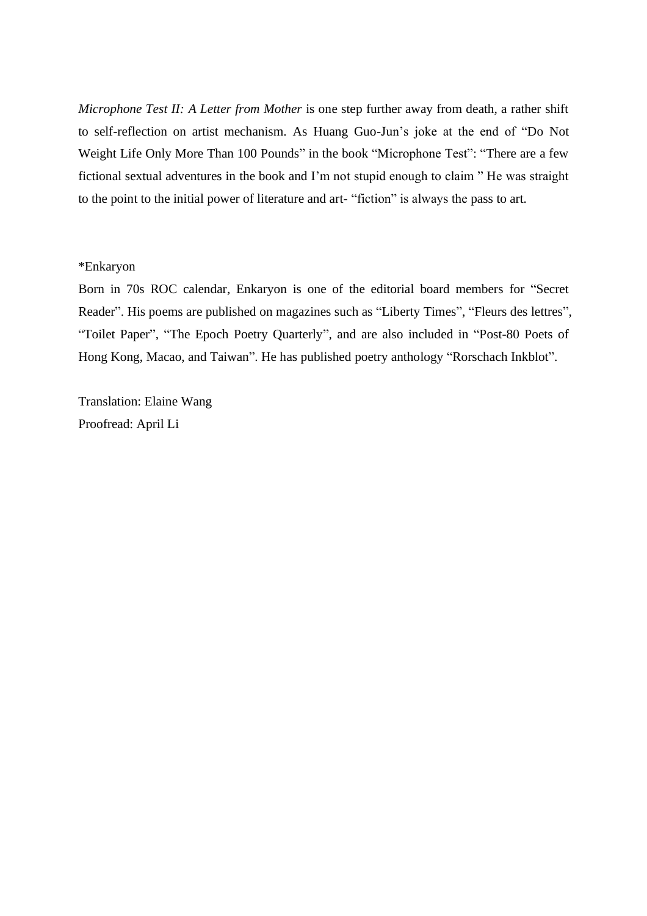*Microphone Test II: A Letter from Mother* is one step further away from death, a rather shift to self-reflection on artist mechanism. As Huang Guo-Jun’s joke at the end of “Do Not Weight Life Only More Than 100 Pounds” in the book “Microphone Test”: “There are a few fictional sextual adventures in the book and I’m not stupid enough to claim ” He was straight to the point to the initial power of literature and art- “fiction” is always the pass to art.

*Enkaryon
Born in 70s ROC calendar, Enkaryon is one of the editorial board members for “Secret Reader”. His poems are published on magazines such as “Liberty Times”, “Fleurs des lettres”, “Toilet Paper”, “The Epoch Poetry Quarterly”, and are also included in “Post-80 Poets of Hong Kong, Macao, and Taiwan”. He has published poetry anthology “Rorschach Inkblot”.

Translation: Elaine Wang
Proofread: April Li